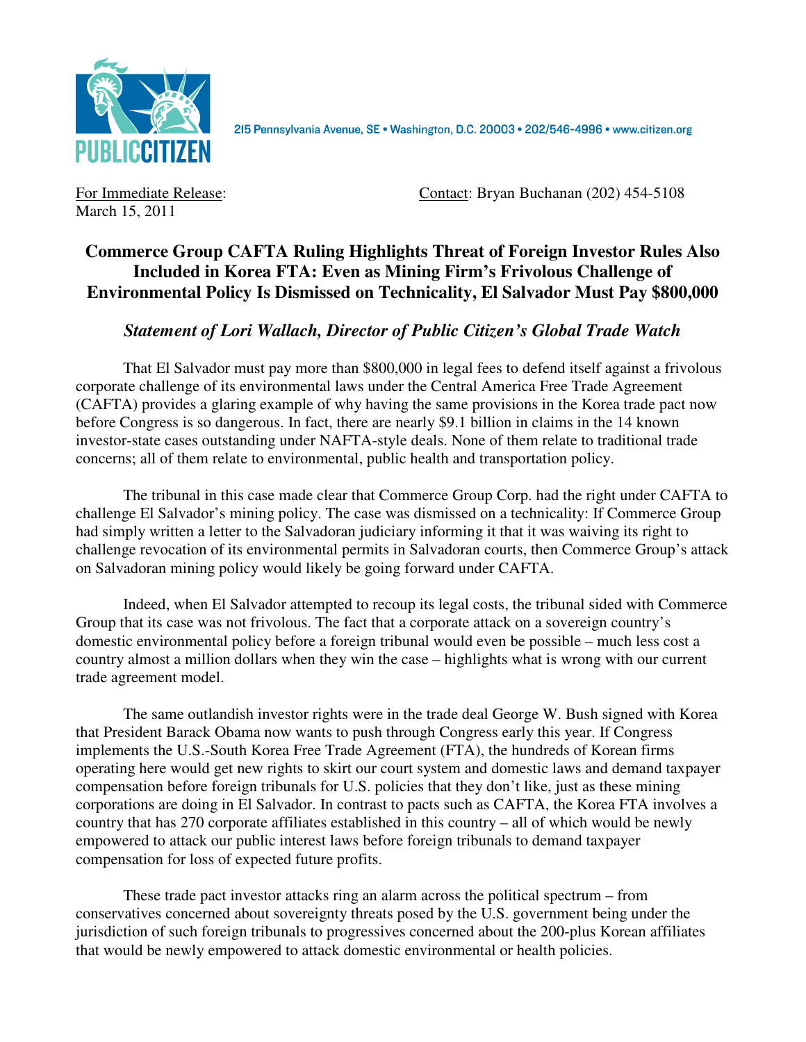PUBLIC CITIZEN

215 Pennsylvania Avenue, SE • Washington, D.C. 20003 • 202/546-4996 • www.citizen.org

For Immediate Release:
March 15, 2011

Contact: Bryan Buchanan (202) 454-5108

# Commerce Group CAFTA Ruling Highlights Threat of Foreign Investor Rules Also Included in Korea FTA: Even as Mining Firm's Frivolous Challenge of Environmental Policy Is Dismissed on Technicality, El Salvador Must Pay $800,000

## *Statement of Lori Wallach, Director of Public Citizen's Global Trade Watch*

That El Salvador must pay more than $800,000 in legal fees to defend itself against a frivolous corporate challenge of its environmental laws under the Central America Free Trade Agreement (CAFTA) provides a glaring example of why having the same provisions in the Korea trade pact now before Congress is so dangerous. In fact, there are nearly $9.1 billion in claims in the 14 known investor-state cases outstanding under NAFTA-style deals. None of them relate to traditional trade concerns; all of them relate to environmental, public health and transportation policy.

The tribunal in this case made clear that Commerce Group Corp. had the right under CAFTA to challenge El Salvador's mining policy. The case was dismissed on a technicality: If Commerce Group had simply written a letter to the Salvadoran judiciary informing it that it was waiving its right to challenge revocation of its environmental permits in Salvadoran courts, then Commerce Group's attack on Salvadoran mining policy would likely be going forward under CAFTA.

Indeed, when El Salvador attempted to recoup its legal costs, the tribunal sided with Commerce Group that its case was not frivolous. The fact that a corporate attack on a sovereign country's domestic environmental policy before a foreign tribunal would even be possible – much less cost a country almost a million dollars when they win the case – highlights what is wrong with our current trade agreement model.

The same outlandish investor rights were in the trade deal George W. Bush signed with Korea that President Barack Obama now wants to push through Congress early this year. If Congress implements the U.S.-South Korea Free Trade Agreement (FTA), the hundreds of Korean firms operating here would get new rights to skirt our court system and domestic laws and demand taxpayer compensation before foreign tribunals for U.S. policies that they don't like, just as these mining corporations are doing in El Salvador. In contrast to pacts such as CAFTA, the Korea FTA involves a country that has 270 corporate affiliates established in this country – all of which would be newly empowered to attack our public interest laws before foreign tribunals to demand taxpayer compensation for loss of expected future profits.

These trade pact investor attacks ring an alarm across the political spectrum – from conservatives concerned about sovereignty threats posed by the U.S. government being under the jurisdiction of such foreign tribunals to progressives concerned about the 200-plus Korean affiliates that would be newly empowered to attack domestic environmental or health policies.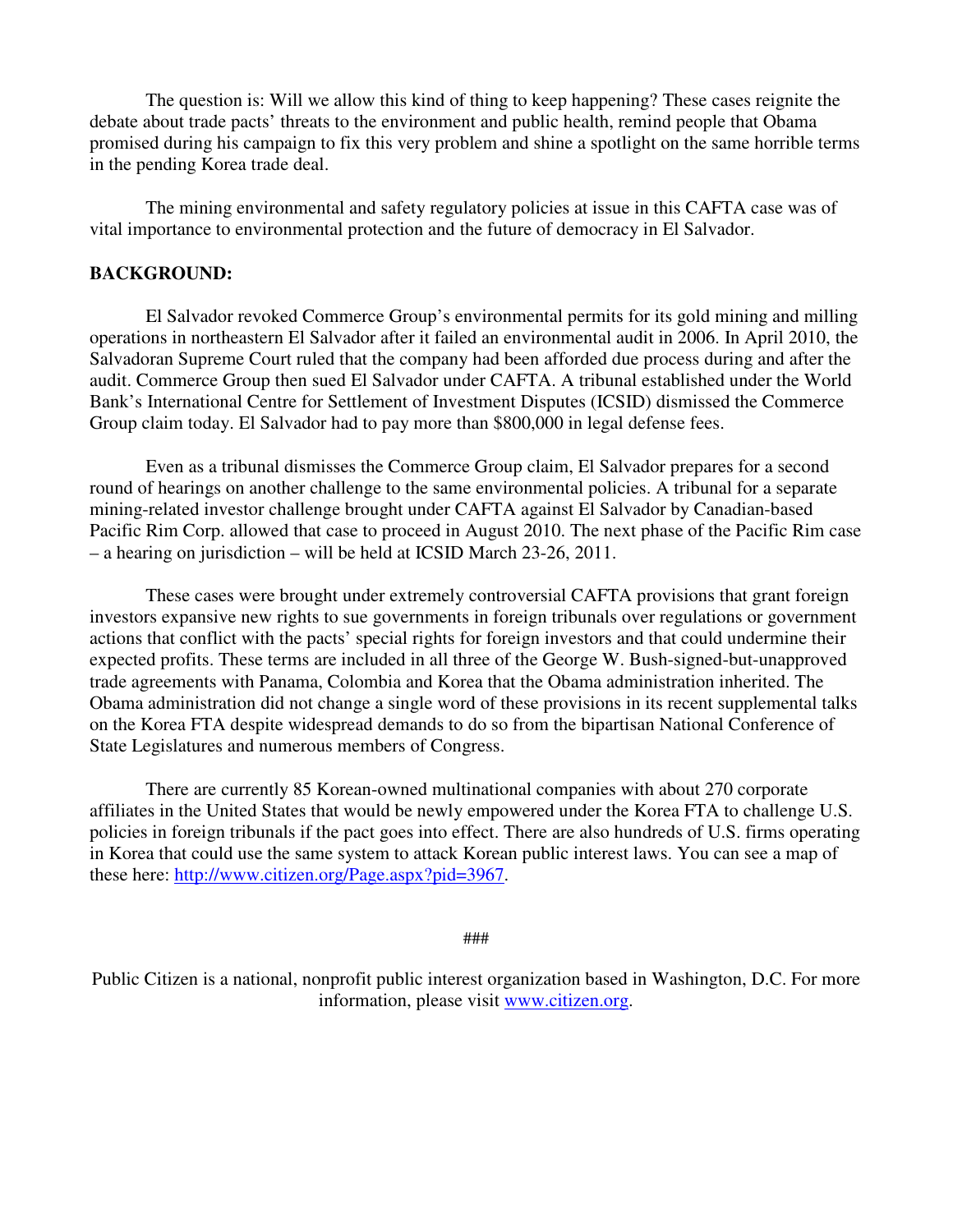The question is: Will we allow this kind of thing to keep happening? These cases reignite the debate about trade pacts' threats to the environment and public health, remind people that Obama promised during his campaign to fix this very problem and shine a spotlight on the same horrible terms in the pending Korea trade deal.

The mining environmental and safety regulatory policies at issue in this CAFTA case was of vital importance to environmental protection and the future of democracy in El Salvador.

**BACKGROUND:**

El Salvador revoked Commerce Group's environmental permits for its gold mining and milling operations in northeastern El Salvador after it failed an environmental audit in 2006. In April 2010, the Salvadoran Supreme Court ruled that the company had been afforded due process during and after the audit. Commerce Group then sued El Salvador under CAFTA. A tribunal established under the World Bank's International Centre for Settlement of Investment Disputes (ICSID) dismissed the Commerce Group claim today. El Salvador had to pay more than $800,000 in legal defense fees.

Even as a tribunal dismisses the Commerce Group claim, El Salvador prepares for a second round of hearings on another challenge to the same environmental policies. A tribunal for a separate mining-related investor challenge brought under CAFTA against El Salvador by Canadian-based Pacific Rim Corp. allowed that case to proceed in August 2010. The next phase of the Pacific Rim case – a hearing on jurisdiction – will be held at ICSID March 23-26, 2011.

These cases were brought under extremely controversial CAFTA provisions that grant foreign investors expansive new rights to sue governments in foreign tribunals over regulations or government actions that conflict with the pacts' special rights for foreign investors and that could undermine their expected profits. These terms are included in all three of the George W. Bush-signed-but-unapproved trade agreements with Panama, Colombia and Korea that the Obama administration inherited. The Obama administration did not change a single word of these provisions in its recent supplemental talks on the Korea FTA despite widespread demands to do so from the bipartisan National Conference of State Legislatures and numerous members of Congress.

There are currently 85 Korean-owned multinational companies with about 270 corporate affiliates in the United States that would be newly empowered under the Korea FTA to challenge U.S. policies in foreign tribunals if the pact goes into effect. There are also hundreds of U.S. firms operating in Korea that could use the same system to attack Korean public interest laws. You can see a map of these here: http://www.citizen.org/Page.aspx?pid=3967.

###

Public Citizen is a national, nonprofit public interest organization based in Washington, D.C. For more information, please visit www.citizen.org.